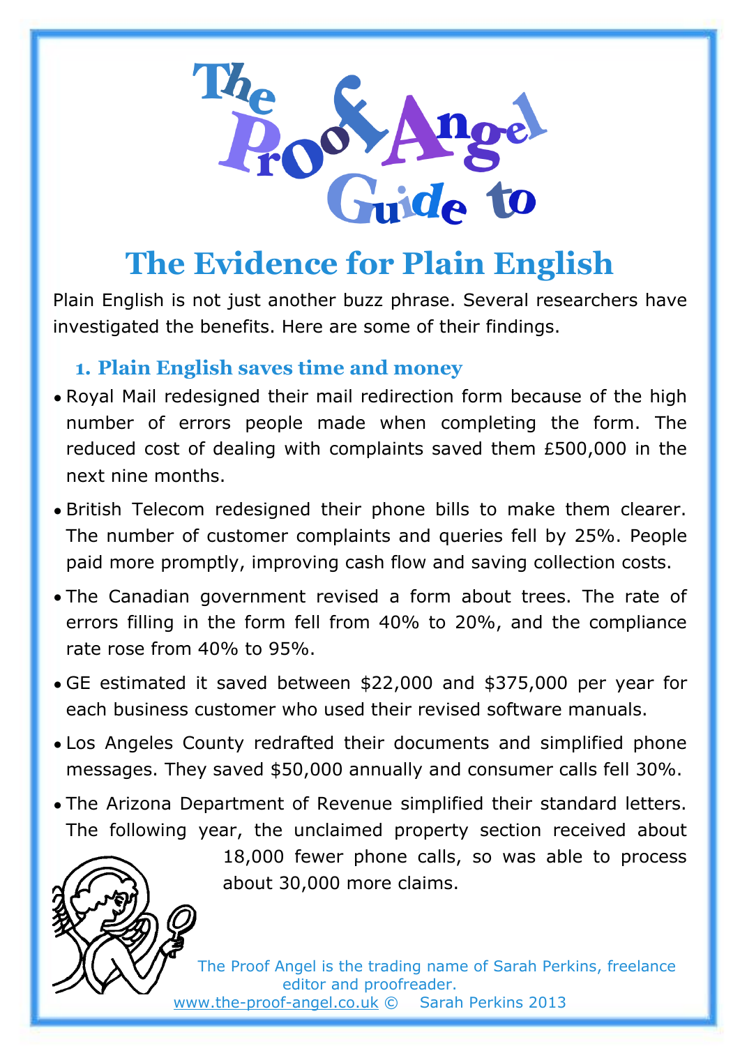# The Proof Angel Guide to

## The Evidence for Plain English

Plain English is not just another buzz phrase. Several researchers have investigated the benefits. Here are some of their findings.

### 1. Plain English saves time and money

- Royal Mail redesigned their mail redirection form because of the high number of errors people made when completing the form. The reduced cost of dealing with complaints saved them £500,000 in the next nine months.
- British Telecom redesigned their phone bills to make them clearer. The number of customer complaints and queries fell by 25%. People paid more promptly, improving cash flow and saving collection costs.
- The Canadian government revised a form about trees. The rate of errors filling in the form fell from 40% to 20%, and the compliance rate rose from 40% to 95%.
- GE estimated it saved between $22,000 and $375,000 per year for each business customer who used their revised software manuals.
- Los Angeles County redrafted their documents and simplified phone messages. They saved $50,000 annually and consumer calls fell 30%.
- The Arizona Department of Revenue simplified their standard letters. The following year, the unclaimed property section received about 18,000 fewer phone calls, so was able to process about 30,000 more claims.

The Proof Angel is the trading name of Sarah Perkins, freelance editor and proofreader.
www.the-proof-angel.co.uk © Sarah Perkins 2013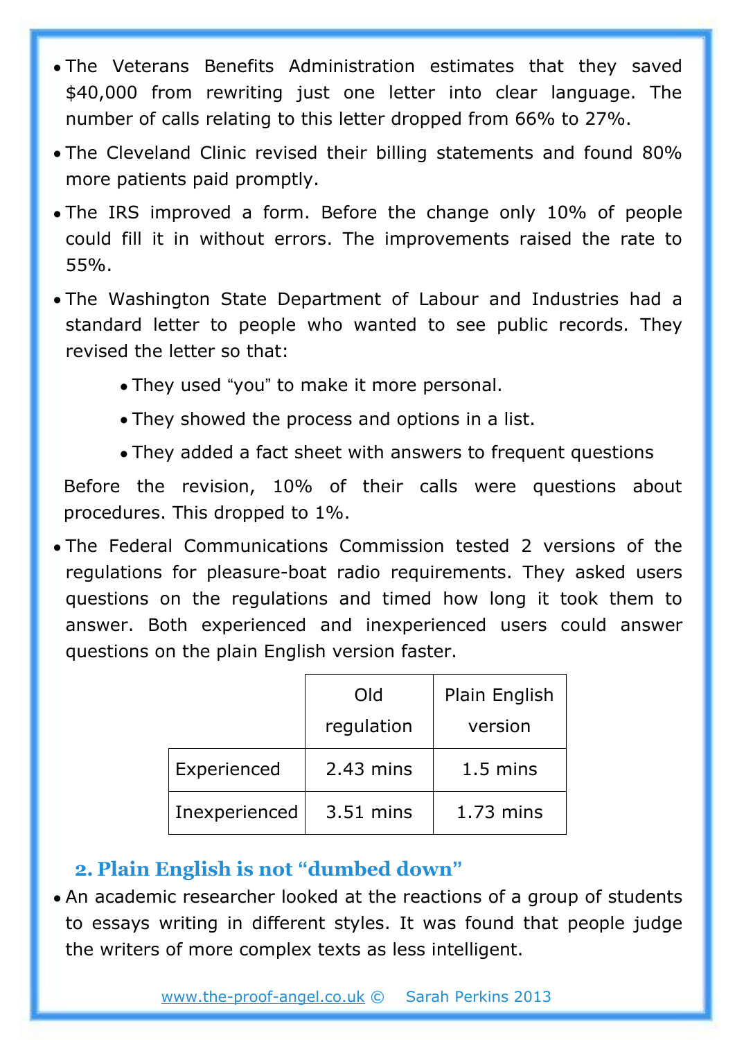- The Veterans Benefits Administration estimates that they saved $40,000 from rewriting just one letter into clear language. The number of calls relating to this letter dropped from 66% to 27%.
- The Cleveland Clinic revised their billing statements and found 80% more patients paid promptly.
- The IRS improved a form. Before the change only 10% of people could fill it in without errors. The improvements raised the rate to 55%.
- The Washington State Department of Labour and Industries had a standard letter to people who wanted to see public records. They revised the letter so that:
    - They used "you" to make it more personal.
    - They showed the process and options in a list.
    - They added a fact sheet with answers to frequent questions

  Before the revision, 10% of their calls were questions about procedures. This dropped to 1%.
- The Federal Communications Commission tested 2 versions of the regulations for pleasure-boat radio requirements. They asked users questions on the regulations and timed how long it took them to answer. Both experienced and inexperienced users could answer questions on the plain English version faster.

| | Old regulation | Plain English version |
|---|---|---|
| Experienced | 2.43 mins | 1.5 mins |
| Inexperienced | 3.51 mins | 1.73 mins |

## 2. Plain English is not "dumbed down"

- An academic researcher looked at the reactions of a group of students to essays writing in different styles. It was found that people judge the writers of more complex texts as less intelligent.

www.the-proof-angel.co.uk © Sarah Perkins 2013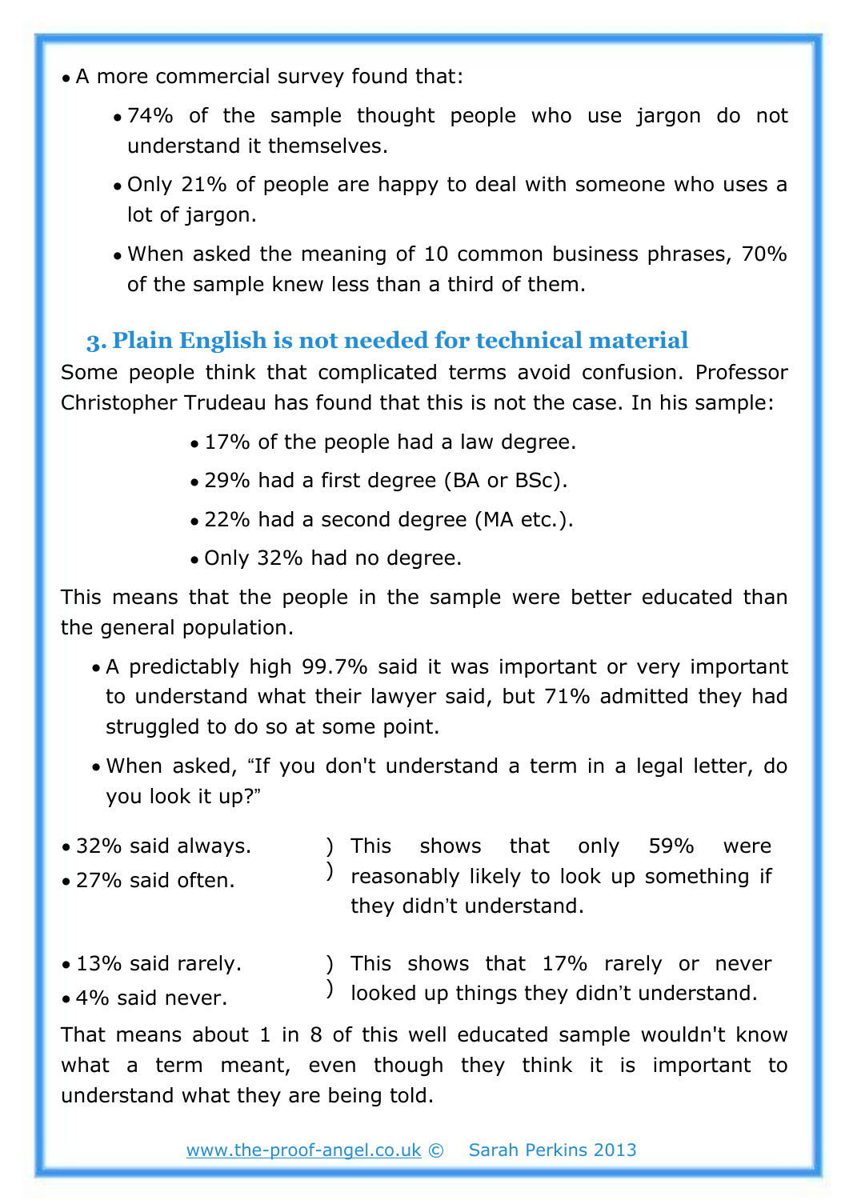- A more commercial survey found that:
  - 74% of the sample thought people who use jargon do not understand it themselves.
  - Only 21% of people are happy to deal with someone who uses a lot of jargon.
  - When asked the meaning of 10 common business phrases, 70% of the sample knew less than a third of them.

### 3. Plain English is not needed for technical material

Some people think that complicated terms avoid confusion. Professor Christopher Trudeau has found that this is not the case. In his sample:

- 17% of the people had a law degree.
- 29% had a first degree (BA or BSc).
- 22% had a second degree (MA etc.).
- Only 32% had no degree.

This means that the people in the sample were better educated than the general population.

- A predictably high 99.7% said it was important or very important to understand what their lawyer said, but 71% admitted they had struggled to do so at some point.
- When asked, “If you don't understand a term in a legal letter, do you look it up?”

- 32% said always. )
- 27% said often. )

This shows that only 59% were reasonably likely to look up something if they didn’t understand.

- 13% said rarely. )
- 4% said never. )

This shows that 17% rarely or never looked up things they didn’t understand.

That means about 1 in 8 of this well educated sample wouldn't know what a term meant, even though they think it is important to understand what they are being told.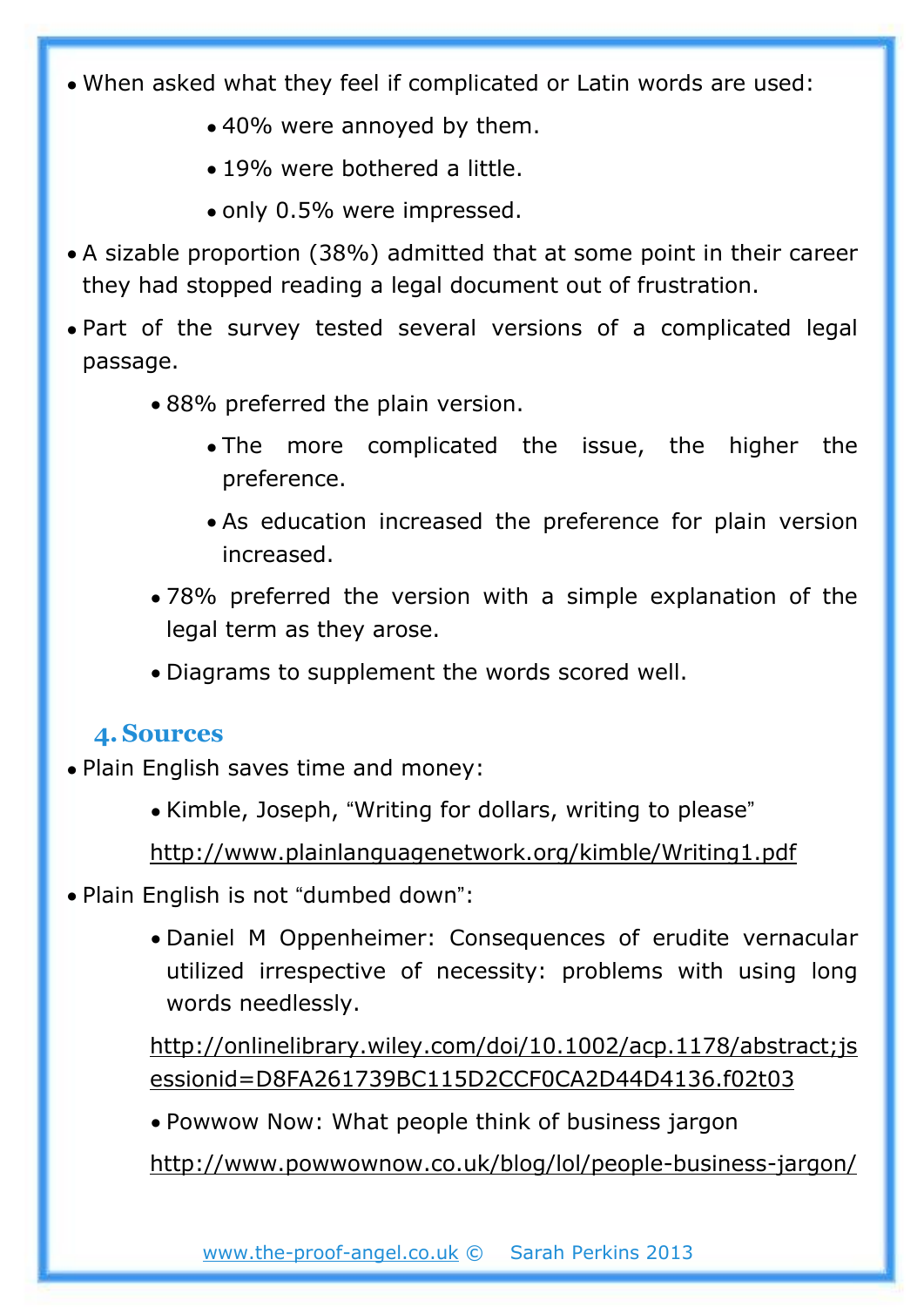- When asked what they feel if complicated or Latin words are used:
    - 40% were annoyed by them.
    - 19% were bothered a little.
    - only 0.5% were impressed.
- A sizable proportion (38%) admitted that at some point in their career they had stopped reading a legal document out of frustration.
- Part of the survey tested several versions of a complicated legal passage.
    - 88% preferred the plain version.
        - The more complicated the issue, the higher the preference.
        - As education increased the preference for plain version increased.
    - 78% preferred the version with a simple explanation of the legal term as they arose.
    - Diagrams to supplement the words scored well.

## 4. Sources

- Plain English saves time and money:
    - Kimble, Joseph, "Writing for dollars, writing to please"

      http://www.plainlanguagenetwork.org/kimble/Writing1.pdf
- Plain English is not "dumbed down":
    - Daniel M Oppenheimer: Consequences of erudite vernacular utilized irrespective of necessity: problems with using long words needlessly.

      http://onlinelibrary.wiley.com/doi/10.1002/acp.1178/abstract;jsessionid=D8FA261739BC115D2CCF0CA2D44D4136.f02t03
    - Powwow Now: What people think of business jargon

      http://www.powwownow.co.uk/blog/lol/people-business-jargon/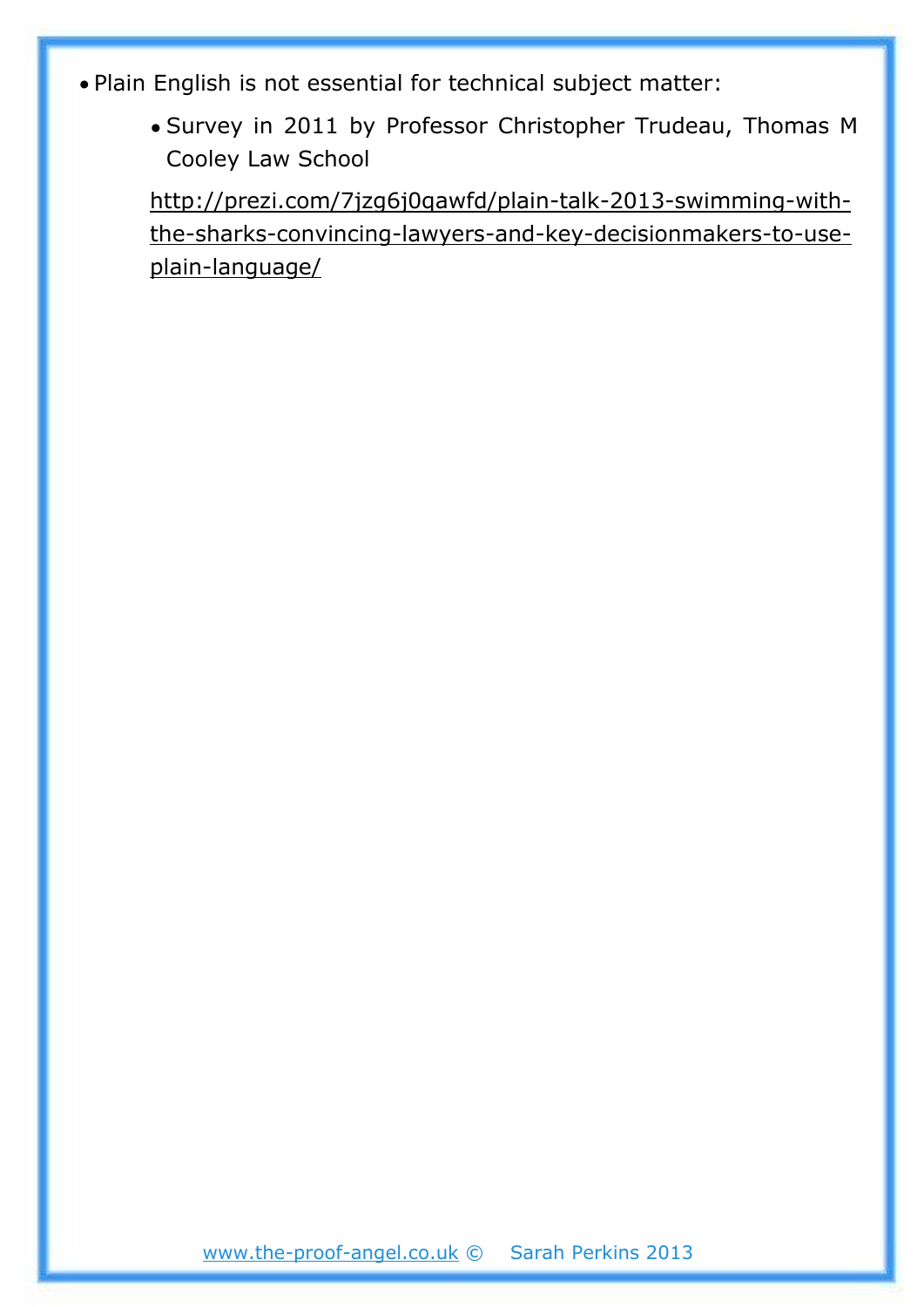- Plain English is not essential for technical subject matter:
  - Survey in 2011 by Professor Christopher Trudeau, Thomas M Cooley Law School

  http://prezi.com/7jzg6j0qawfd/plain-talk-2013-swimming-with-the-sharks-convincing-lawyers-and-key-decisionmakers-to-use-plain-language/